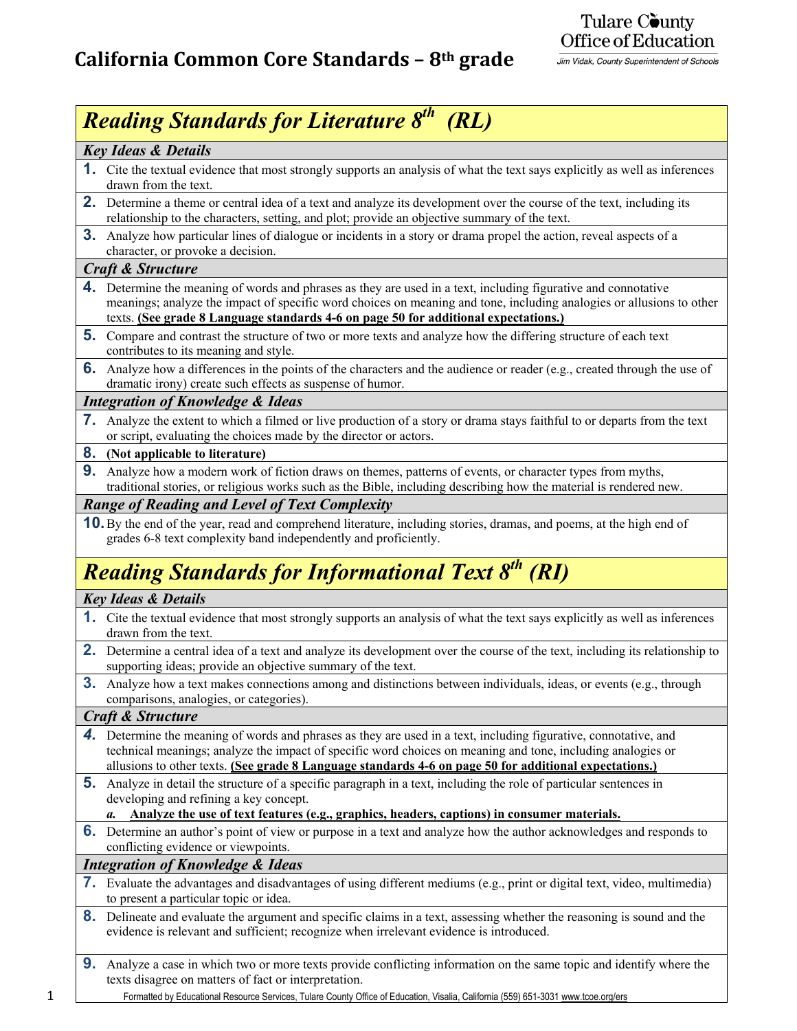# California Common Core Standards – 8th grade

Tulare County Office of Education
*Jim Vidak, County Superintendent of Schools*

## *Reading Standards for Literature 8th (RL)*

### *Key Ideas & Details*

1. Cite the textual evidence that most strongly supports an analysis of what the text says explicitly as well as inferences drawn from the text.
2. Determine a theme or central idea of a text and analyze its development over the course of the text, including its relationship to the characters, setting, and plot; provide an objective summary of the text.
3. Analyze how particular lines of dialogue or incidents in a story or drama propel the action, reveal aspects of a character, or provoke a decision.

### *Craft & Structure*

4. Determine the meaning of words and phrases as they are used in a text, including figurative and connotative meanings; analyze the impact of specific word choices on meaning and tone, including analogies or allusions to other texts. **(See grade 8 Language standards 4-6 on page 50 for additional expectations.)**
5. Compare and contrast the structure of two or more texts and analyze how the differing structure of each text contributes to its meaning and style.
6. Analyze how a differences in the points of the characters and the audience or reader (e.g., created through the use of dramatic irony) create such effects as suspense of humor.

### *Integration of Knowledge & Ideas*

7. Analyze the extent to which a filmed or live production of a story or drama stays faithful to or departs from the text or script, evaluating the choices made by the director or actors.
8. **(Not applicable to literature)**
9. Analyze how a modern work of fiction draws on themes, patterns of events, or character types from myths, traditional stories, or religious works such as the Bible, including describing how the material is rendered new.

### *Range of Reading and Level of Text Complexity*

10. By the end of the year, read and comprehend literature, including stories, dramas, and poems, at the high end of grades 6-8 text complexity band independently and proficiently.

## *Reading Standards for Informational Text 8th (RI)*

### *Key Ideas & Details*

1. Cite the textual evidence that most strongly supports an analysis of what the text says explicitly as well as inferences drawn from the text.
2. Determine a central idea of a text and analyze its development over the course of the text, including its relationship to supporting ideas; provide an objective summary of the text.
3. Analyze how a text makes connections among and distinctions between individuals, ideas, or events (e.g., through comparisons, analogies, or categories).

### *Craft & Structure*

4. Determine the meaning of words and phrases as they are used in a text, including figurative, connotative, and technical meanings; analyze the impact of specific word choices on meaning and tone, including analogies or allusions to other texts. **(See grade 8 Language standards 4-6 on page 50 for additional expectations.)**
5. Analyze in detail the structure of a specific paragraph in a text, including the role of particular sentences in developing and refining a key concept.
   - ***a.*** **Analyze the use of text features (e.g., graphics, headers, captions) in consumer materials.**
6. Determine an author's point of view or purpose in a text and analyze how the author acknowledges and responds to conflicting evidence or viewpoints.

### *Integration of Knowledge & Ideas*

7. Evaluate the advantages and disadvantages of using different mediums (e.g., print or digital text, video, multimedia) to present a particular topic or idea.
8. Delineate and evaluate the argument and specific claims in a text, assessing whether the reasoning is sound and the evidence is relevant and sufficient; recognize when irrelevant evidence is introduced.
9. Analyze a case in which two or more texts provide conflicting information on the same topic and identify where the texts disagree on matters of fact or interpretation.

Formatted by Educational Resource Services, Tulare County Office of Education, Visalia, California (559) 651-3031 www.tcoe.org/ers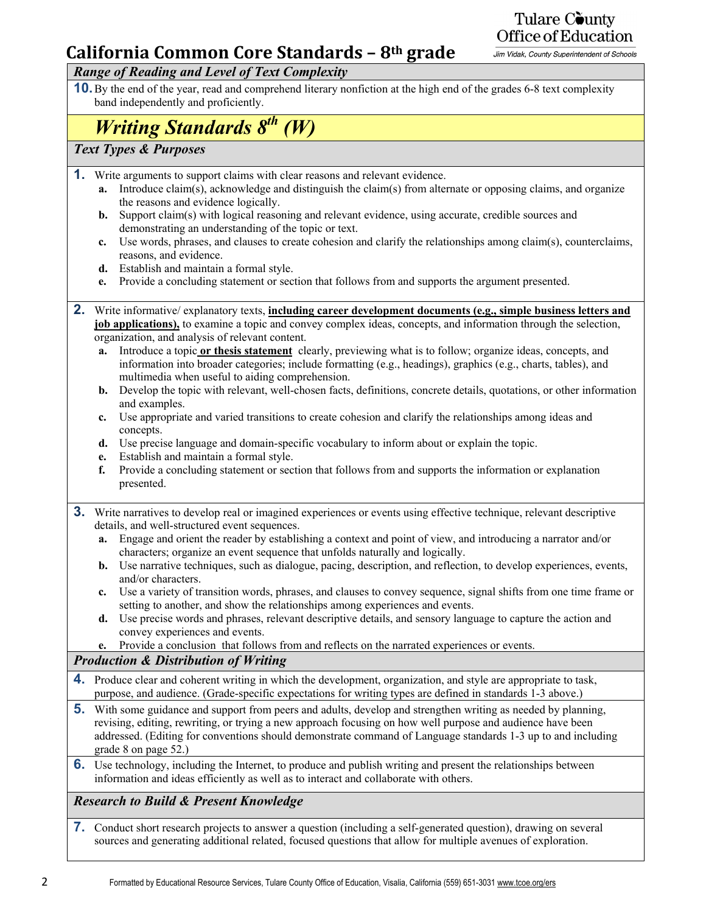# California Common Core Standards – 8th grade

### *Range of Reading and Level of Text Complexity*

**10.** By the end of the year, read and comprehend literary nonfiction at the high end of the grades 6-8 text complexity band independently and proficiently.

## *Writing Standards 8th (W)*

### *Text Types & Purposes*

**1.** Write arguments to support claims with clear reasons and relevant evidence.

- **a.** Introduce claim(s), acknowledge and distinguish the claim(s) from alternate or opposing claims, and organize the reasons and evidence logically.
- **b.** Support claim(s) with logical reasoning and relevant evidence, using accurate, credible sources and demonstrating an understanding of the topic or text.
- **c.** Use words, phrases, and clauses to create cohesion and clarify the relationships among claim(s), counterclaims, reasons, and evidence.
- **d.** Establish and maintain a formal style.
- **e.** Provide a concluding statement or section that follows from and supports the argument presented.

**2.** Write informative/ explanatory texts, **<u>including career development documents (e.g., simple business letters and job applications),</u>** to examine a topic and convey complex ideas, concepts, and information through the selection, organization, and analysis of relevant content.

- **a.** Introduce a topic **<u>or thesis statement</u>** clearly, previewing what is to follow; organize ideas, concepts, and information into broader categories; include formatting (e.g., headings), graphics (e.g., charts, tables), and multimedia when useful to aiding comprehension.
- **b.** Develop the topic with relevant, well-chosen facts, definitions, concrete details, quotations, or other information and examples.
- **c.** Use appropriate and varied transitions to create cohesion and clarify the relationships among ideas and concepts.
- **d.** Use precise language and domain-specific vocabulary to inform about or explain the topic.
- **e.** Establish and maintain a formal style.
- **f.** Provide a concluding statement or section that follows from and supports the information or explanation presented.

**3.** Write narratives to develop real or imagined experiences or events using effective technique, relevant descriptive details, and well-structured event sequences.

- **a.** Engage and orient the reader by establishing a context and point of view, and introducing a narrator and/or characters; organize an event sequence that unfolds naturally and logically.
- **b.** Use narrative techniques, such as dialogue, pacing, description, and reflection, to develop experiences, events, and/or characters.
- **c.** Use a variety of transition words, phrases, and clauses to convey sequence, signal shifts from one time frame or setting to another, and show the relationships among experiences and events.
- **d.** Use precise words and phrases, relevant descriptive details, and sensory language to capture the action and convey experiences and events.
- **e.** Provide a conclusion that follows from and reflects on the narrated experiences or events.

### *Production & Distribution of Writing*

**4.** Produce clear and coherent writing in which the development, organization, and style are appropriate to task, purpose, and audience. (Grade-specific expectations for writing types are defined in standards 1-3 above.)

**5.** With some guidance and support from peers and adults, develop and strengthen writing as needed by planning, revising, editing, rewriting, or trying a new approach focusing on how well purpose and audience have been addressed. (Editing for conventions should demonstrate command of Language standards 1-3 up to and including grade 8 on page 52.)

**6.** Use technology, including the Internet, to produce and publish writing and present the relationships between information and ideas efficiently as well as to interact and collaborate with others.

### *Research to Build & Present Knowledge*

**7.** Conduct short research projects to answer a question (including a self-generated question), drawing on several sources and generating additional related, focused questions that allow for multiple avenues of exploration.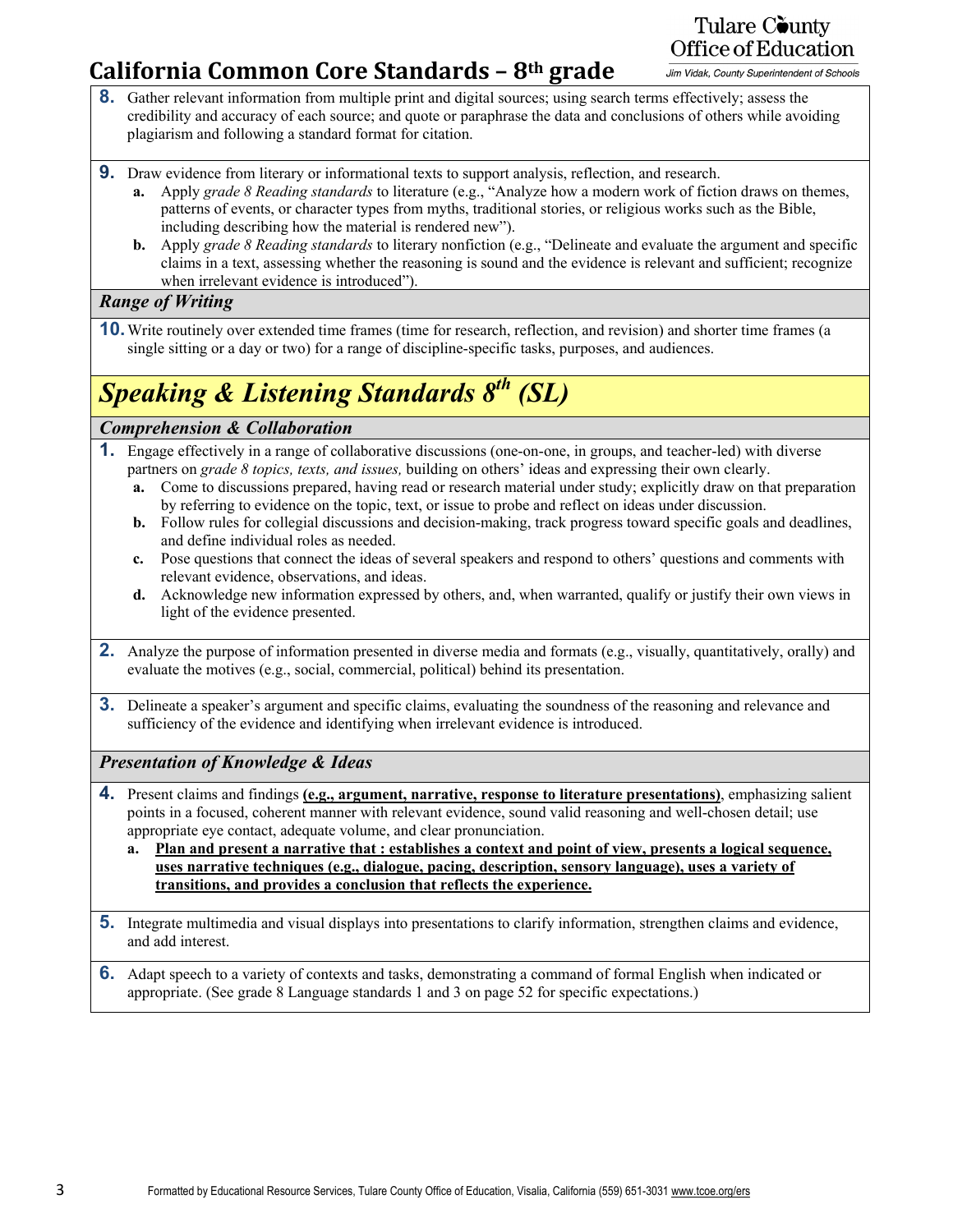# California Common Core Standards – 8th grade

8. Gather relevant information from multiple print and digital sources; using search terms effectively; assess the credibility and accuracy of each source; and quote or paraphrase the data and conclusions of others while avoiding plagiarism and following a standard format for citation.

9. Draw evidence from literary or informational texts to support analysis, reflection, and research.
   - **a.** Apply *grade 8 Reading standards* to literature (e.g., "Analyze how a modern work of fiction draws on themes, patterns of events, or character types from myths, traditional stories, or religious works such as the Bible, including describing how the material is rendered new").
   - **b.** Apply *grade 8 Reading standards* to literary nonfiction (e.g., "Delineate and evaluate the argument and specific claims in a text, assessing whether the reasoning is sound and the evidence is relevant and sufficient; recognize when irrelevant evidence is introduced").

### *Range of Writing*

10. Write routinely over extended time frames (time for research, reflection, and revision) and shorter time frames (a single sitting or a day or two) for a range of discipline-specific tasks, purposes, and audiences.

## *Speaking & Listening Standards 8th (SL)*

### *Comprehension & Collaboration*

1. Engage effectively in a range of collaborative discussions (one-on-one, in groups, and teacher-led) with diverse partners on *grade 8 topics, texts, and issues,* building on others' ideas and expressing their own clearly.
   - **a.** Come to discussions prepared, having read or research material under study; explicitly draw on that preparation by referring to evidence on the topic, text, or issue to probe and reflect on ideas under discussion.
   - **b.** Follow rules for collegial discussions and decision-making, track progress toward specific goals and deadlines, and define individual roles as needed.
   - **c.** Pose questions that connect the ideas of several speakers and respond to others' questions and comments with relevant evidence, observations, and ideas.
   - **d.** Acknowledge new information expressed by others, and, when warranted, qualify or justify their own views in light of the evidence presented.

2. Analyze the purpose of information presented in diverse media and formats (e.g., visually, quantitatively, orally) and evaluate the motives (e.g., social, commercial, political) behind its presentation.

3. Delineate a speaker's argument and specific claims, evaluating the soundness of the reasoning and relevance and sufficiency of the evidence and identifying when irrelevant evidence is introduced.

### *Presentation of Knowledge & Ideas*

4. Present claims and findings **(e.g., argument, narrative, response to literature presentations)**, emphasizing salient points in a focused, coherent manner with relevant evidence, sound valid reasoning and well-chosen detail; use appropriate eye contact, adequate volume, and clear pronunciation.
   - **a. Plan and present a narrative that : establishes a context and point of view, presents a logical sequence, uses narrative techniques (e.g., dialogue, pacing, description, sensory language), uses a variety of transitions, and provides a conclusion that reflects the experience.**

5. Integrate multimedia and visual displays into presentations to clarify information, strengthen claims and evidence, and add interest.

6. Adapt speech to a variety of contexts and tasks, demonstrating a command of formal English when indicated or appropriate. (See grade 8 Language standards 1 and 3 on page 52 for specific expectations.)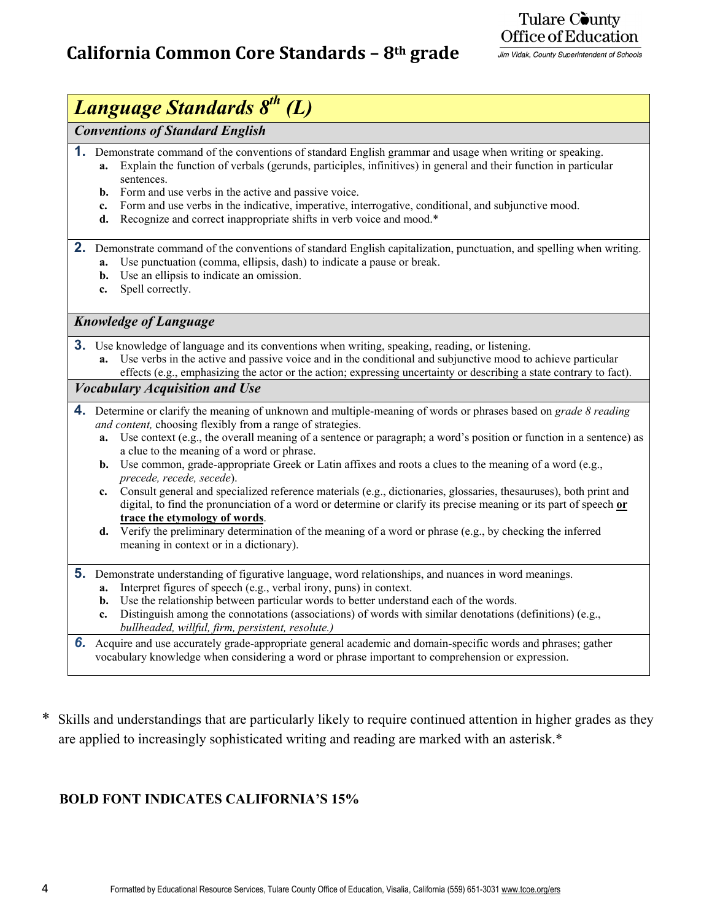# California Common Core Standards – 8th grade

Tulare County Office of Education
*Jim Vidak, County Superintendent of Schools*

## *Language Standards 8th (L)*

### *Conventions of Standard English*

**1.** Demonstrate command of the conventions of standard English grammar and usage when writing or speaking.
- **a.** Explain the function of verbals (gerunds, participles, infinitives) in general and their function in particular sentences.
- **b.** Form and use verbs in the active and passive voice.
- **c.** Form and use verbs in the indicative, imperative, interrogative, conditional, and subjunctive mood.
- **d.** Recognize and correct inappropriate shifts in verb voice and mood.*

**2.** Demonstrate command of the conventions of standard English capitalization, punctuation, and spelling when writing.
- **a.** Use punctuation (comma, ellipsis, dash) to indicate a pause or break.
- **b.** Use an ellipsis to indicate an omission.
- **c.** Spell correctly.

### *Knowledge of Language*

**3.** Use knowledge of language and its conventions when writing, speaking, reading, or listening.
- **a.** Use verbs in the active and passive voice and in the conditional and subjunctive mood to achieve particular effects (e.g., emphasizing the actor or the action; expressing uncertainty or describing a state contrary to fact).

### *Vocabulary Acquisition and Use*

**4.** Determine or clarify the meaning of unknown and multiple-meaning of words or phrases based on *grade 8 reading and content,* choosing flexibly from a range of strategies.
- **a.** Use context (e.g., the overall meaning of a sentence or paragraph; a word's position or function in a sentence) as a clue to the meaning of a word or phrase.
- **b.** Use common, grade-appropriate Greek or Latin affixes and roots a clues to the meaning of a word (e.g., *precede, recede, secede*).
- **c.** Consult general and specialized reference materials (e.g., dictionaries, glossaries, thesauruses), both print and digital, to find the pronunciation of a word or determine or clarify its precise meaning or its part of speech **or trace the etymology of words**.
- **d.** Verify the preliminary determination of the meaning of a word or phrase (e.g., by checking the inferred meaning in context or in a dictionary).

**5.** Demonstrate understanding of figurative language, word relationships, and nuances in word meanings.
- **a.** Interpret figures of speech (e.g., verbal irony, puns) in context.
- **b.** Use the relationship between particular words to better understand each of the words.
- **c.** Distinguish among the connotations (associations) of words with similar denotations (definitions) (e.g., *bullheaded, willful, firm, persistent, resolute.)*

**6.** Acquire and use accurately grade-appropriate general academic and domain-specific words and phrases; gather vocabulary knowledge when considering a word or phrase important to comprehension or expression.

* Skills and understandings that are particularly likely to require continued attention in higher grades as they are applied to increasingly sophisticated writing and reading are marked with an asterisk.*

**BOLD FONT INDICATES CALIFORNIA'S 15%**

Formatted by Educational Resource Services, Tulare County Office of Education, Visalia, California (559) 651-3031 www.tcoe.org/ers